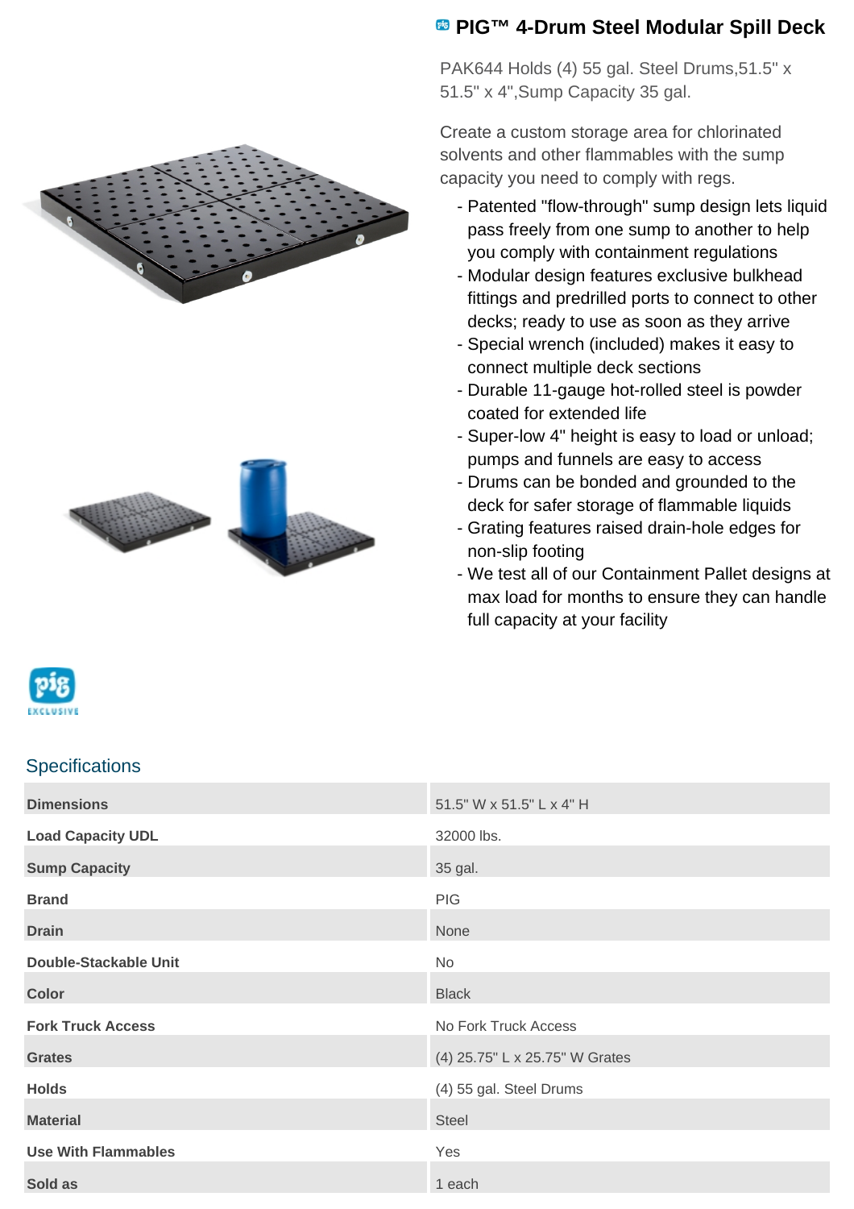# PIG™ 4-Drum Steel Modular Spill Deck

PAK644 Holds (4) 55 gal. Steel Drums,51.5" x 51.5" x 4",Sump Capacity 35 gal.

Create a custom storage area for chlorinated solvents and other flammables with the sump capacity you need to comply with regs.

- Patented "flow-through" sump design lets liquid pass freely from one sump to another to help you comply with containment regulations
- Modular design features exclusive bulkhead fittings and predrilled ports to connect to other decks; ready to use as soon as they arrive
- Special wrench (included) makes it easy to connect multiple deck sections
- Durable 11-gauge hot-rolled steel is powder coated for extended life
- Super-low 4" height is easy to load or unload; pumps and funnels are easy to access
- Drums can be bonded and grounded to the deck for safer storage of flammable liquids
- Grating features raised drain-hole edges for non-slip footing
- We test all of our Containment Pallet designs at max load for months to ensure they can handle full capacity at your facility

## Specifications

| | |
|---|---|
| **Dimensions** | 51.5" W x 51.5" L x 4" H |
| **Load Capacity UDL** | 32000 lbs. |
| **Sump Capacity** | 35 gal. |
| **Brand** | PIG |
| **Drain** | None |
| **Double-Stackable Unit** | No |
| **Color** | Black |
| **Fork Truck Access** | No Fork Truck Access |
| **Grates** | (4) 25.75" L x 25.75" W Grates |
| **Holds** | (4) 55 gal. Steel Drums |
| **Material** | Steel |
| **Use With Flammables** | Yes |
| **Sold as** | 1 each |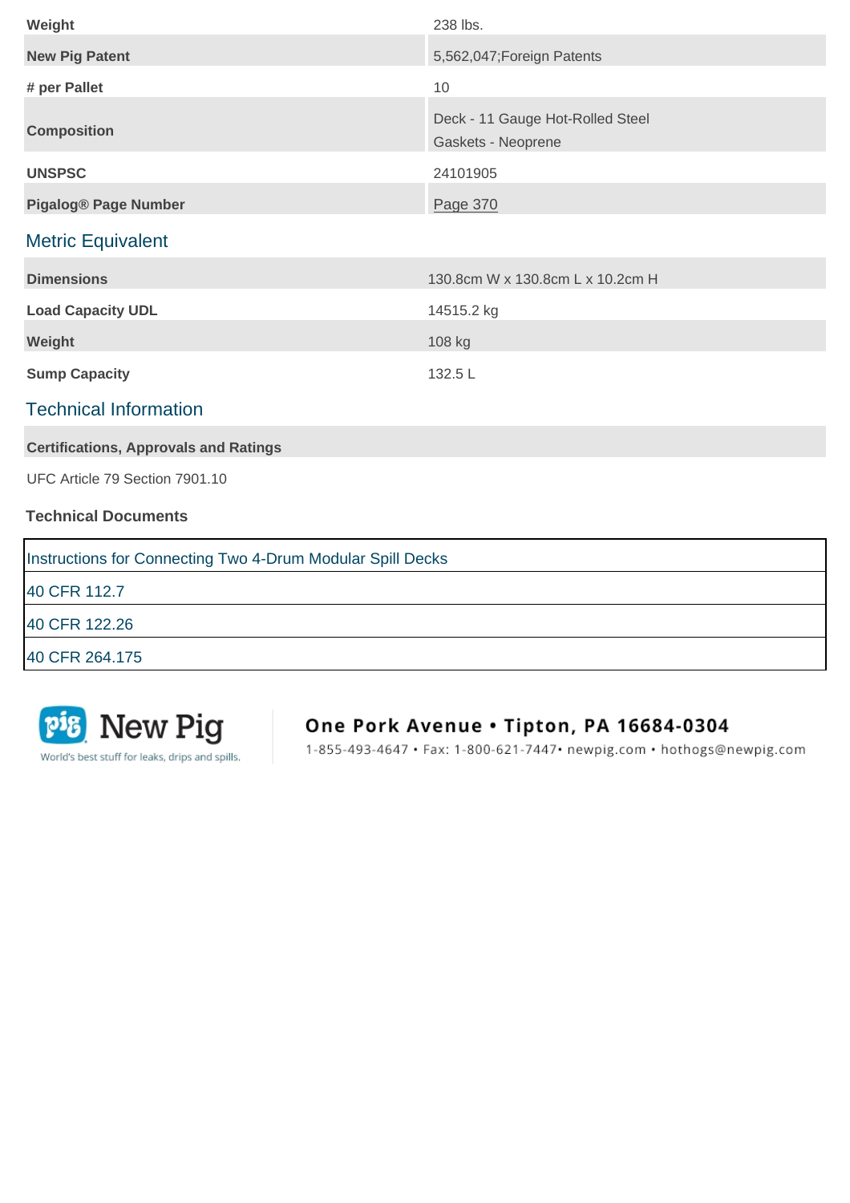| | |
|---|---|
| **Weight** | 238 lbs. |
| **New Pig Patent** | 5,562,047;Foreign Patents |
| **# per Pallet** | 10 |
| **Composition** | Deck - 11 Gauge Hot-Rolled Steel<br>Gaskets - Neoprene |
| **UNSPSC** | 24101905 |
| **Pigalog® Page Number** | Page 370 |

## Metric Equivalent

| | |
|---|---|
| **Dimensions** | 130.8cm W x 130.8cm L x 10.2cm H |
| **Load Capacity UDL** | 14515.2 kg |
| **Weight** | 108 kg |
| **Sump Capacity** | 132.5 L |

## Technical Information

**Certifications, Approvals and Ratings**

UFC Article 79 Section 7901.10

**Technical Documents**

| |
|---|
| Instructions for Connecting Two 4-Drum Modular Spill Decks |
| 40 CFR 112.7 |
| 40 CFR 122.26 |
| 40 CFR 264.175 |

New Pig
World's best stuff for leaks, drips and spills.

One Pork Avenue • Tipton, PA 16684-0304
1-855-493-4647 • Fax: 1-800-621-7447• newpig.com • hothogs@newpig.com